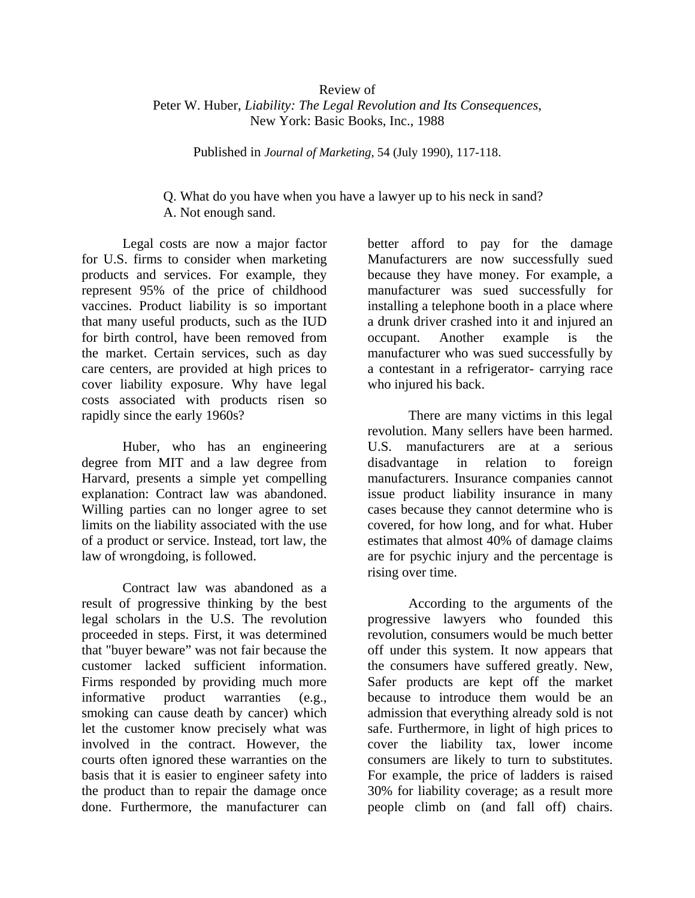Review of
Peter W. Huber, *Liability: The Legal Revolution and Its Consequences*,
New York: Basic Books, Inc., 1988

Published in *Journal of Marketing*, 54 (July 1990), 117-118.

> Q. What do you have when you have a lawyer up to his neck in sand?
> A. Not enough sand.

Legal costs are now a major factor for U.S. firms to consider when marketing products and services. For example, they represent 95% of the price of childhood vaccines. Product liability is so important that many useful products, such as the IUD for birth control, have been removed from the market. Certain services, such as day care centers, are provided at high prices to cover liability exposure. Why have legal costs associated with products risen so rapidly since the early 1960s?

Huber, who has an engineering degree from MIT and a law degree from Harvard, presents a simple yet compelling explanation: Contract law was abandoned. Willing parties can no longer agree to set limits on the liability associated with the use of a product or service. Instead, tort law, the law of wrongdoing, is followed.

Contract law was abandoned as a result of progressive thinking by the best legal scholars in the U.S. The revolution proceeded in steps. First, it was determined that "buyer beware" was not fair because the customer lacked sufficient information. Firms responded by providing much more informative product warranties (e.g., smoking can cause death by cancer) which let the customer know precisely what was involved in the contract. However, the courts often ignored these warranties on the basis that it is easier to engineer safety into the product than to repair the damage once done. Furthermore, the manufacturer can better afford to pay for the damage Manufacturers are now successfully sued because they have money. For example, a manufacturer was sued successfully for installing a telephone booth in a place where a drunk driver crashed into it and injured an occupant. Another example is the manufacturer who was sued successfully by a contestant in a refrigerator- carrying race who injured his back.

There are many victims in this legal revolution. Many sellers have been harmed. U.S. manufacturers are at a serious disadvantage in relation to foreign manufacturers. Insurance companies cannot issue product liability insurance in many cases because they cannot determine who is covered, for how long, and for what. Huber estimates that almost 40% of damage claims are for psychic injury and the percentage is rising over time.

According to the arguments of the progressive lawyers who founded this revolution, consumers would be much better off under this system. It now appears that the consumers have suffered greatly. New, Safer products are kept off the market because to introduce them would be an admission that everything already sold is not safe. Furthermore, in light of high prices to cover the liability tax, lower income consumers are likely to turn to substitutes. For example, the price of ladders is raised 30% for liability coverage; as a result more people climb on (and fall off) chairs.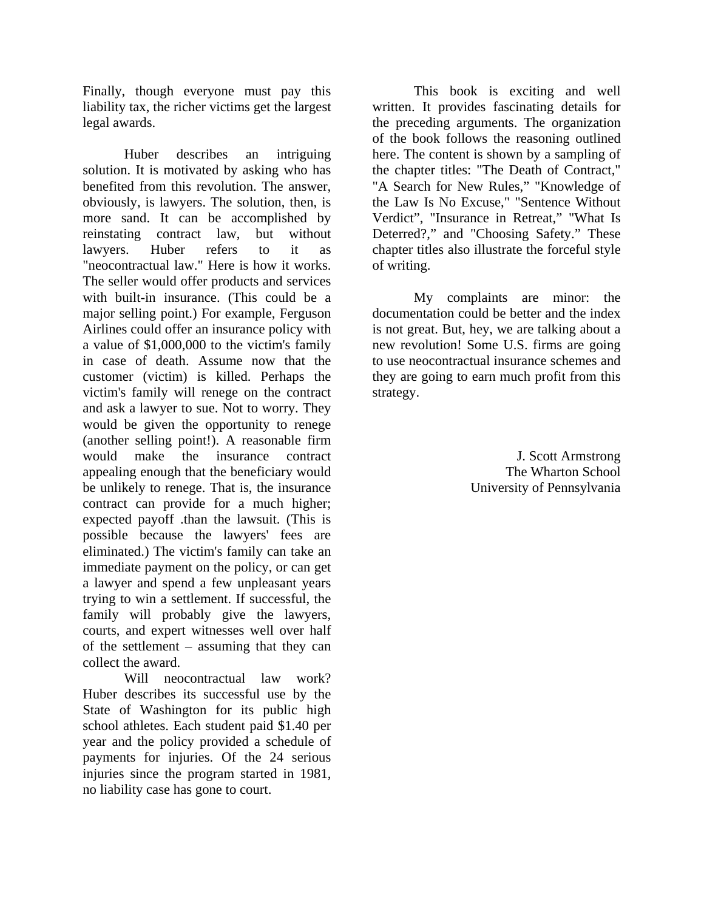Finally, though everyone must pay this liability tax, the richer victims get the largest legal awards.

Huber describes an intriguing solution. It is motivated by asking who has benefited from this revolution. The answer, obviously, is lawyers. The solution, then, is more sand. It can be accomplished by reinstating contract law, but without lawyers. Huber refers to it as "neocontractual law." Here is how it works. The seller would offer products and services with built-in insurance. (This could be a major selling point.) For example, Ferguson Airlines could offer an insurance policy with a value of $1,000,000 to the victim's family in case of death. Assume now that the customer (victim) is killed. Perhaps the victim's family will renege on the contract and ask a lawyer to sue. Not to worry. They would be given the opportunity to renege (another selling point!). A reasonable firm would make the insurance contract appealing enough that the beneficiary would be unlikely to renege. That is, the insurance contract can provide for a much higher; expected payoff .than the lawsuit. (This is possible because the lawyers' fees are eliminated.) The victim's family can take an immediate payment on the policy, or can get a lawyer and spend a few unpleasant years trying to win a settlement. If successful, the family will probably give the lawyers, courts, and expert witnesses well over half of the settlement – assuming that they can collect the award.

Will neocontractual law work? Huber describes its successful use by the State of Washington for its public high school athletes. Each student paid $1.40 per year and the policy provided a schedule of payments for injuries. Of the 24 serious injuries since the program started in 1981, no liability case has gone to court.

This book is exciting and well written. It provides fascinating details for the preceding arguments. The organization of the book follows the reasoning outlined here. The content is shown by a sampling of the chapter titles: "The Death of Contract," "A Search for New Rules," "Knowledge of the Law Is No Excuse," "Sentence Without Verdict", "Insurance in Retreat," "What Is Deterred?," and "Choosing Safety." These chapter titles also illustrate the forceful style of writing.

My complaints are minor: the documentation could be better and the index is not great. But, hey, we are talking about a new revolution! Some U.S. firms are going to use neocontractual insurance schemes and they are going to earn much profit from this strategy.

J. Scott Armstrong
The Wharton School
University of Pennsylvania